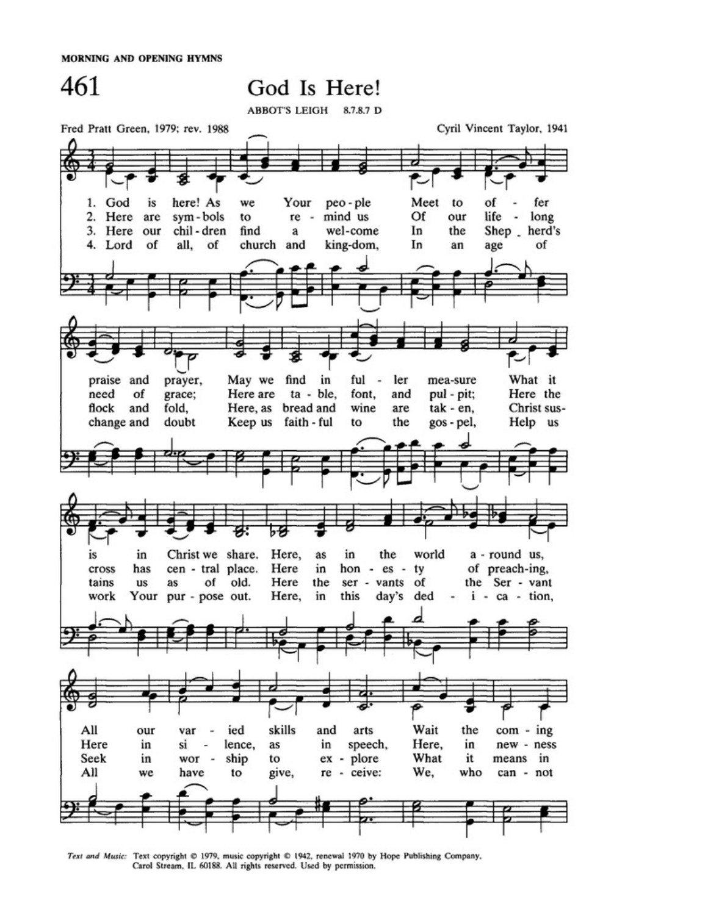MORNING AND OPENING HYMNS

# 461 God Is Here!

ABBOT'S LEIGH 8.7.8.7 D

Fred Pratt Green, 1979; rev. 1988

Cyril Vincent Taylor, 1941

1. God is here! As we Your peo - ple Meet to of - fer praise and prayer, May we find in ful - ler mea-sure What it is in Christ we share. Here, as in the world a - round us, All our var - ied skills and arts Wait the com - ing

2. Here are sym - bols to re - mind us Of our life - long need of grace; Here are ta - ble, font, and pul - pit; Here the cross has cen - tral place. Here in hon - es - ty of preach-ing, Here in si - lence, as in speech, Here, in new - ness

3. Here our chil - dren find a wel-come In the Shep - herd's flock and fold, Here, as bread and wine are tak - en, Christ sus- tains us as of old. Here the ser - vants of the Ser - vant Seek in wor - ship to ex - plore What it means in

4. Lord of all, of church and king-dom, In an age of change and doubt Keep us faith - ful to the gos - pel, Help us work Your pur - pose out. Here, in this day's ded - i - ca - tion, All we have to give, re - ceive: We, who can - not

*Text and Music:* Text copyright © 1979, music copyright © 1942, renewal 1970 by Hope Publishing Company, Carol Stream, IL 60188. All rights reserved. Used by permission.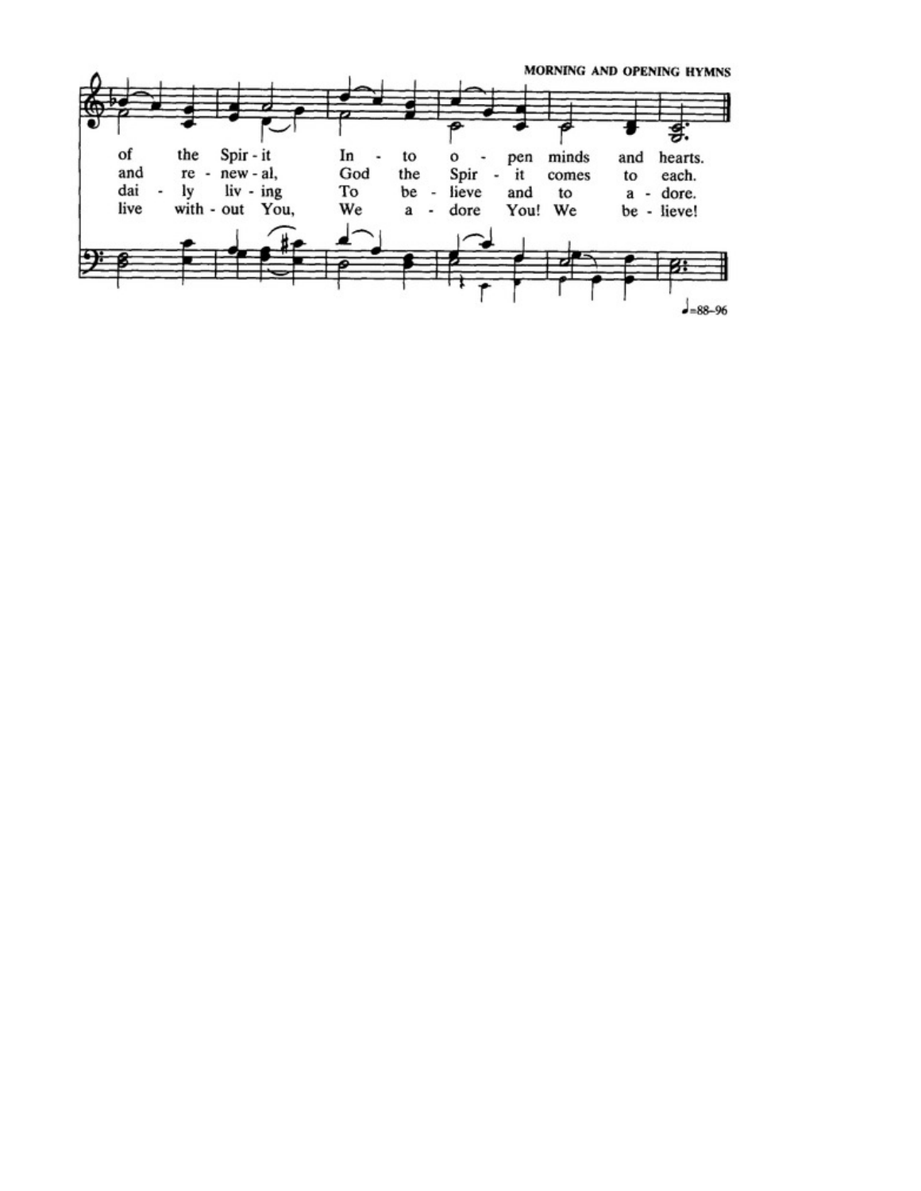of the Spir - it In - to o - pen minds and hearts.
and re - new - al, God the Spir - it comes to each.
dai - ly liv - ing To be - lieve and to a - dore.
live with - out You, We a - dore You! We be - lieve!

♩=88–96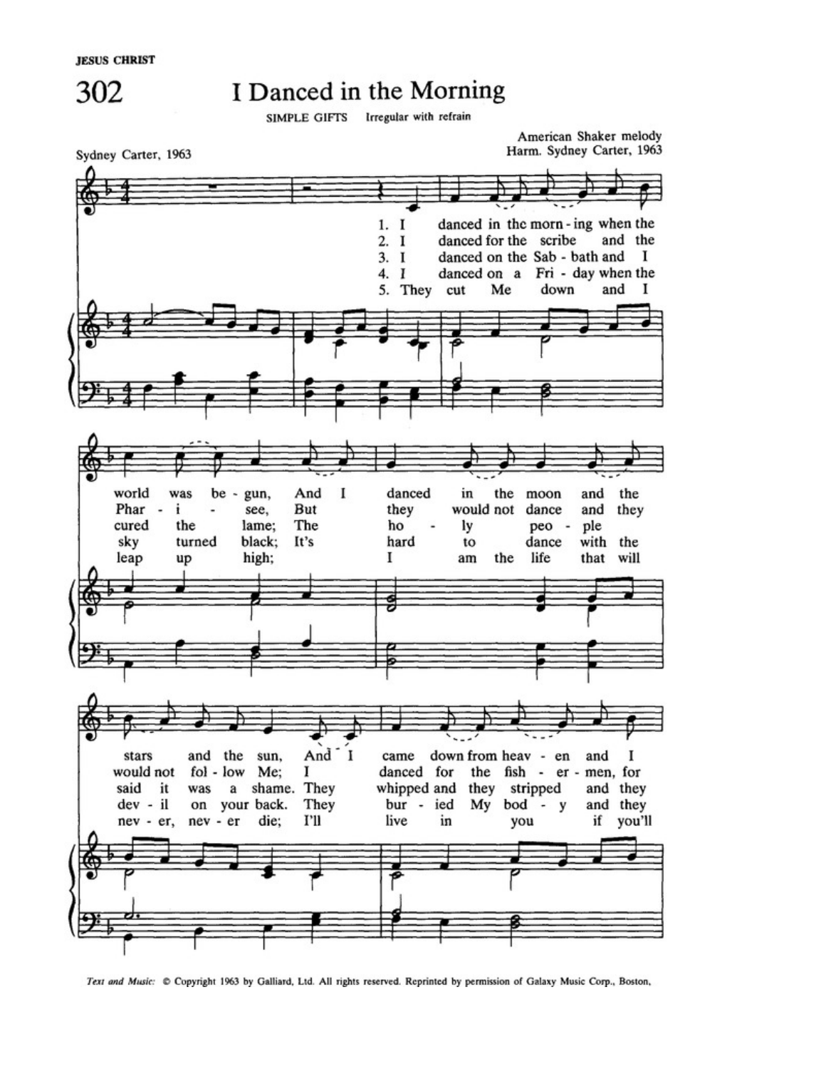JESUS CHRIST

# 302 I Danced in the Morning

SIMPLE GIFTS Irregular with refrain

Sydney Carter, 1963

American Shaker melody
Harm. Sydney Carter, 1963

1. I danced in the morn - ing when the world was be - gun, And I danced in the moon and the stars and the sun, And I came down from heav - en and I
2. I danced for the scribe and the Phar - i - see, But they would not dance and they would not fol - low Me; I danced for the fish - er - men, for
3. I danced on the Sab - bath and I cured the lame; The ho - ly peo - ple said it was a shame. They whipped and they stripped and they
4. I danced on a Fri - day when the sky turned black; It's hard to dance with the dev - il on your back. They bur - ied My bod - y and they
5. They cut Me down and I leap up high; I am the life that will nev - er, nev - er die; I'll live in you if you'll

*Text and Music:* © Copyright 1963 by Galliard, Ltd. All rights reserved. Reprinted by permission of Galaxy Music Corp., Boston,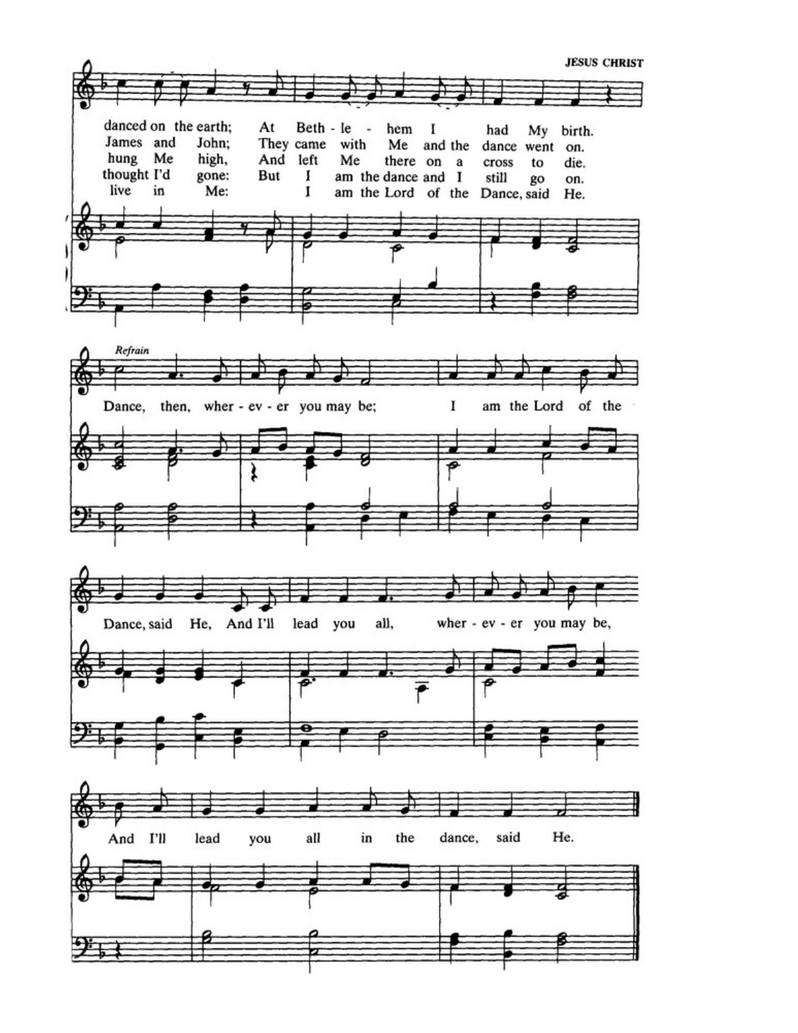danced on the earth; At Beth - le - hem I had My birth.
James and John; They came with Me and the dance went on.
hung Me high, And left Me there on a cross to die.
thought I'd gone: But I am the dance and I still go on.
live in Me: I am the Lord of the Dance, said He.

*Refrain*

Dance, then, wher - ev - er you may be; I am the Lord of the Dance, said He, And I'll lead you all, wher - ev - er you may be, And I'll lead you all in the dance, said He.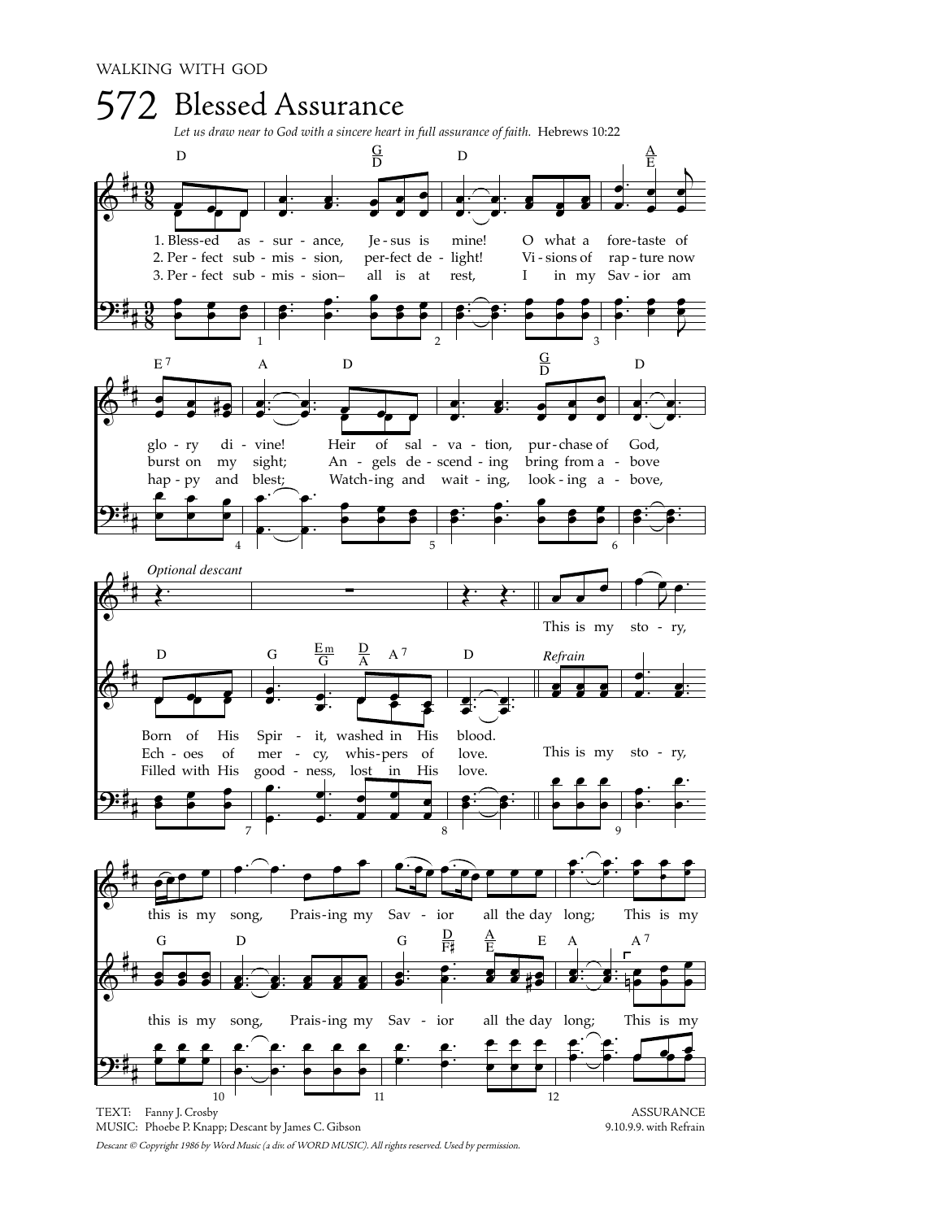WALKING WITH GOD

# 572 Blessed Assurance

*Let us draw near to God with a sincere heart in full assurance of faith.* Hebrews 10:22

1. Bless-ed as - sur - ance, Je - sus is mine! O what a fore-taste of glo - ry di - vine! Heir of sal - va - tion, pur - chase of God, Born of His Spir - it, washed in His blood.

2. Per - fect sub - mis - sion, per-fect de - light! Vi - sions of rap - ture now burst on my sight; An - gels de - scend - ing bring from a - bove Ech - oes of mer - cy, whis-pers of love.

3. Per - fect sub - mis - sion– all is at rest, I in my Sav - ior am hap - py and blest; Watch-ing and wait - ing, look - ing a - bove, Filled with His good - ness, lost in His love.

*Optional descant*

*Refrain*

This is my sto - ry, this is my song, Prais-ing my Sav - ior all the day long; This is my

TEXT: Fanny J. Crosby
MUSIC: Phoebe P. Knapp; Descant by James C. Gibson

ASSURANCE
9.10.9.9. with Refrain

*Descant © Copyright 1986 by Word Music (a div. of WORD MUSIC). All rights reserved. Used by permission.*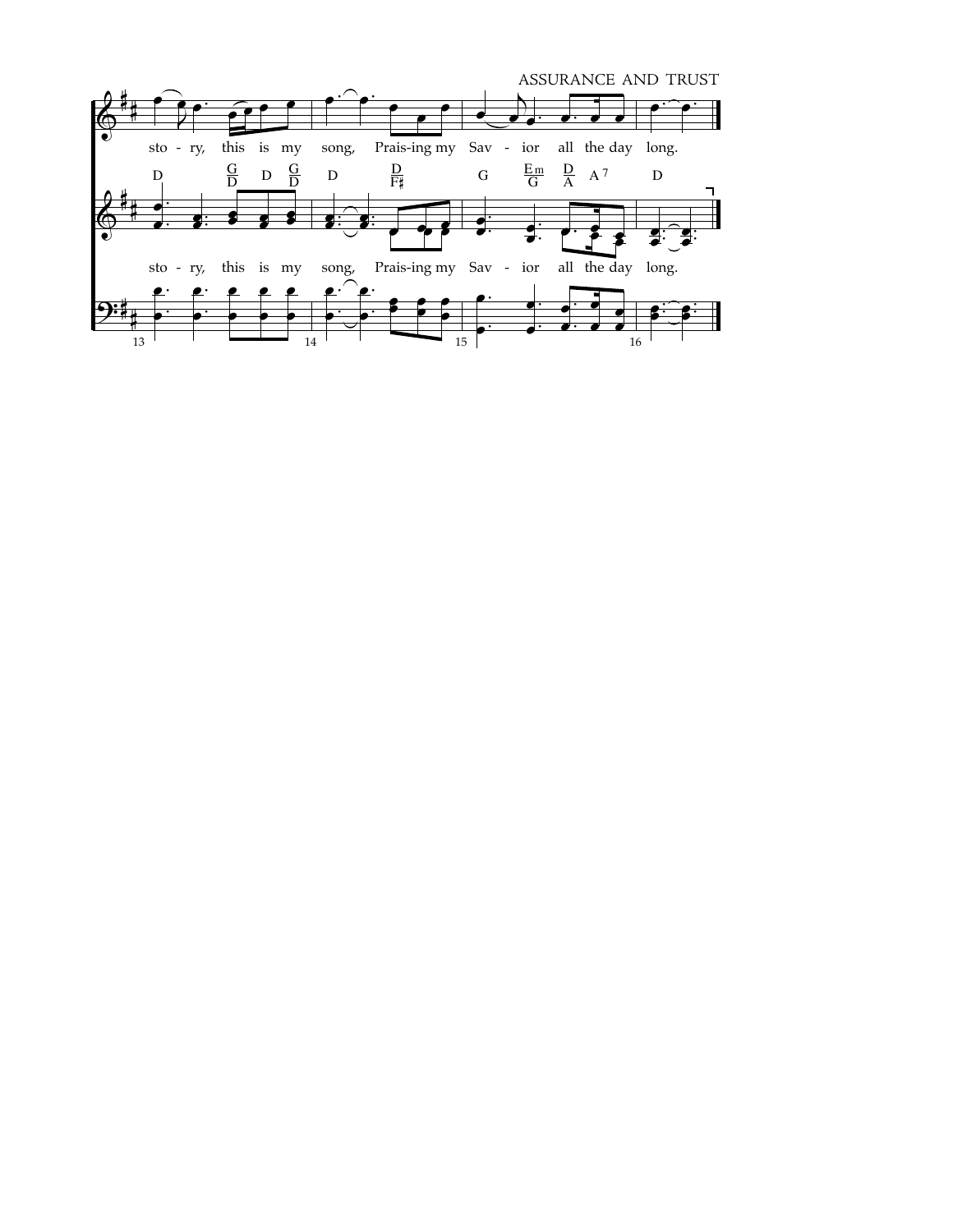ASSURANCE AND TRUST

sto - ry, this is my song, Prais-ing my Sav - ior all the day long.

D G/D D G/D D D/F♯ G Em/G D/A A7 D

sto - ry, this is my song, Prais-ing my Sav - ior all the day long.

13 14 15 16